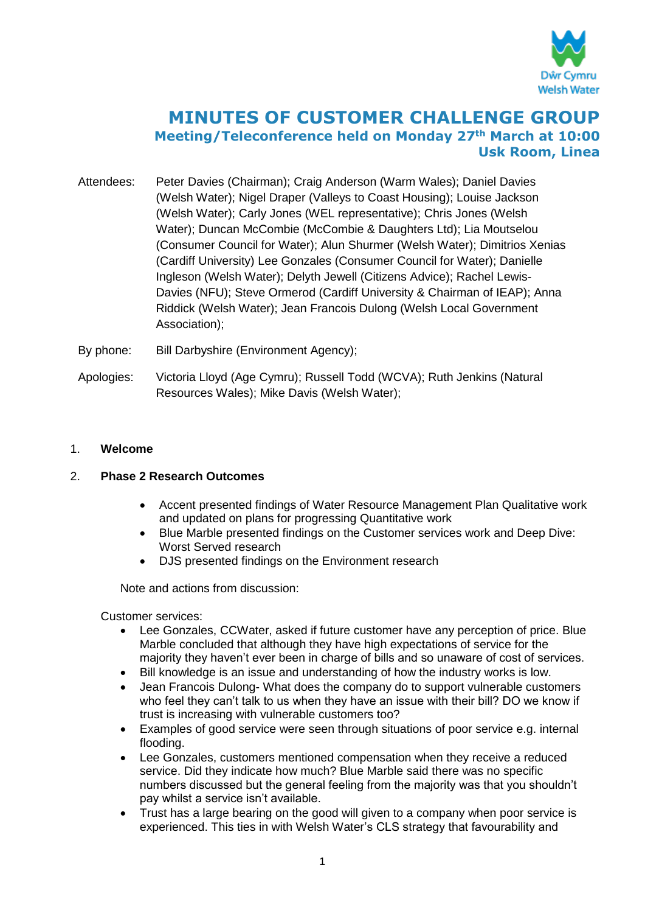# MINUTES OF CUSTOMER CHALLENGE GROUP

## Meeting/Teleconference held on Monday 27th March at 10:00
## Usk Room, Linea

**Attendees:** Peter Davies (Chairman); Craig Anderson (Warm Wales); Daniel Davies (Welsh Water); Nigel Draper (Valleys to Coast Housing); Louise Jackson (Welsh Water); Carly Jones (WEL representative); Chris Jones (Welsh Water); Duncan McCombie (McCombie & Daughters Ltd); Lia Moutselou (Consumer Council for Water); Alun Shurmer (Welsh Water); Dimitrios Xenias (Cardiff University) Lee Gonzales (Consumer Council for Water); Danielle Ingleson (Welsh Water); Delyth Jewell (Citizens Advice); Rachel Lewis-Davies (NFU); Steve Ormerod (Cardiff University & Chairman of IEAP); Anna Riddick (Welsh Water); Jean Francois Dulong (Welsh Local Government Association);

**By phone:** Bill Darbyshire (Environment Agency);

**Apologies:** Victoria Lloyd (Age Cymru); Russell Todd (WCVA); Ruth Jenkins (Natural Resources Wales); Mike Davis (Welsh Water);

1. **Welcome**

2. **Phase 2 Research Outcomes**

   - Accent presented findings of Water Resource Management Plan Qualitative work and updated on plans for progressing Quantitative work
   - Blue Marble presented findings on the Customer services work and Deep Dive: Worst Served research
   - DJS presented findings on the Environment research

   Note and actions from discussion:

   Customer services:

   - Lee Gonzales, CCWater, asked if future customer have any perception of price. Blue Marble concluded that although they have high expectations of service for the majority they haven't ever been in charge of bills and so unaware of cost of services.
   - Bill knowledge is an issue and understanding of how the industry works is low.
   - Jean Francois Dulong- What does the company do to support vulnerable customers who feel they can't talk to us when they have an issue with their bill? DO we know if trust is increasing with vulnerable customers too?
   - Examples of good service were seen through situations of poor service e.g. internal flooding.
   - Lee Gonzales, customers mentioned compensation when they receive a reduced service. Did they indicate how much? Blue Marble said there was no specific numbers discussed but the general feeling from the majority was that you shouldn't pay whilst a service isn't available.
   - Trust has a large bearing on the good will given to a company when poor service is experienced. This ties in with Welsh Water's CLS strategy that favourability and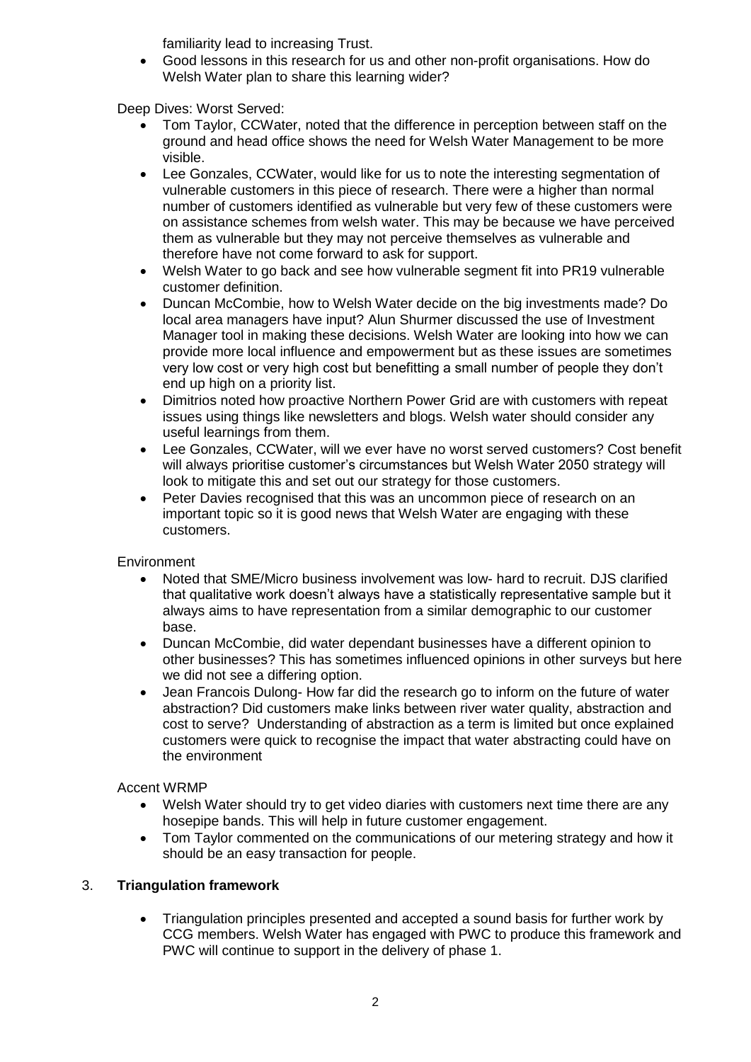familiarity lead to increasing Trust.

- Good lessons in this research for us and other non-profit organisations. How do Welsh Water plan to share this learning wider?

Deep Dives: Worst Served:

- Tom Taylor, CCWater, noted that the difference in perception between staff on the ground and head office shows the need for Welsh Water Management to be more visible.
- Lee Gonzales, CCWater, would like for us to note the interesting segmentation of vulnerable customers in this piece of research. There were a higher than normal number of customers identified as vulnerable but very few of these customers were on assistance schemes from welsh water. This may be because we have perceived them as vulnerable but they may not perceive themselves as vulnerable and therefore have not come forward to ask for support.
- Welsh Water to go back and see how vulnerable segment fit into PR19 vulnerable customer definition.
- Duncan McCombie, how to Welsh Water decide on the big investments made? Do local area managers have input? Alun Shurmer discussed the use of Investment Manager tool in making these decisions. Welsh Water are looking into how we can provide more local influence and empowerment but as these issues are sometimes very low cost or very high cost but benefitting a small number of people they don't end up high on a priority list.
- Dimitrios noted how proactive Northern Power Grid are with customers with repeat issues using things like newsletters and blogs. Welsh water should consider any useful learnings from them.
- Lee Gonzales, CCWater, will we ever have no worst served customers? Cost benefit will always prioritise customer's circumstances but Welsh Water 2050 strategy will look to mitigate this and set out our strategy for those customers.
- Peter Davies recognised that this was an uncommon piece of research on an important topic so it is good news that Welsh Water are engaging with these customers.

Environment

- Noted that SME/Micro business involvement was low- hard to recruit. DJS clarified that qualitative work doesn't always have a statistically representative sample but it always aims to have representation from a similar demographic to our customer base.
- Duncan McCombie, did water dependant businesses have a different opinion to other businesses? This has sometimes influenced opinions in other surveys but here we did not see a differing option.
- Jean Francois Dulong- How far did the research go to inform on the future of water abstraction? Did customers make links between river water quality, abstraction and cost to serve? Understanding of abstraction as a term is limited but once explained customers were quick to recognise the impact that water abstracting could have on the environment

Accent WRMP

- Welsh Water should try to get video diaries with customers next time there are any hosepipe bands. This will help in future customer engagement.
- Tom Taylor commented on the communications of our metering strategy and how it should be an easy transaction for people.

3. **Triangulation framework**

- Triangulation principles presented and accepted a sound basis for further work by CCG members. Welsh Water has engaged with PWC to produce this framework and PWC will continue to support in the delivery of phase 1.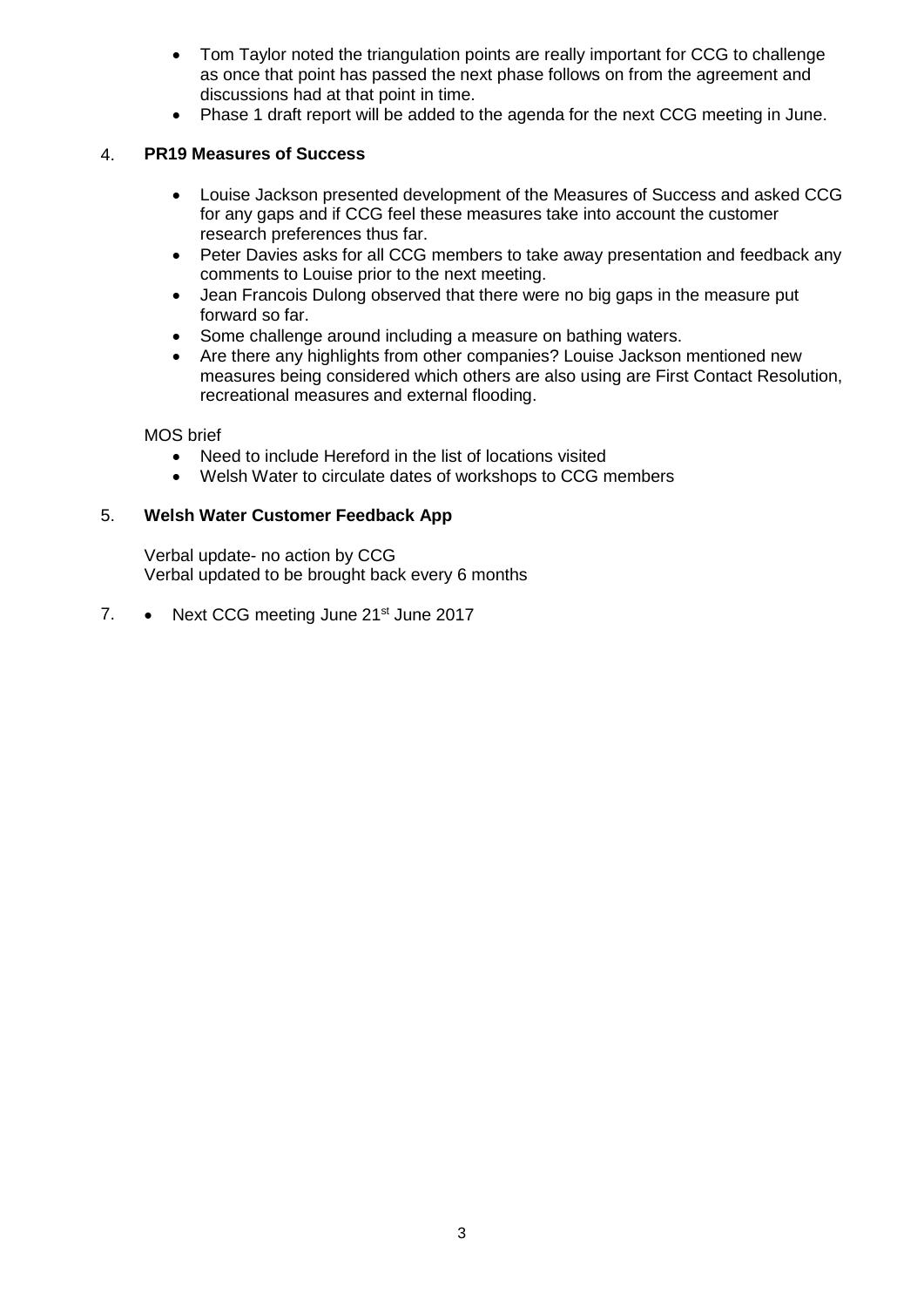- Tom Taylor noted the triangulation points are really important for CCG to challenge as once that point has passed the next phase follows on from the agreement and discussions had at that point in time.
- Phase 1 draft report will be added to the agenda for the next CCG meeting in June.

4. **PR19 Measures of Success**

- Louise Jackson presented development of the Measures of Success and asked CCG for any gaps and if CCG feel these measures take into account the customer research preferences thus far.
- Peter Davies asks for all CCG members to take away presentation and feedback any comments to Louise prior to the next meeting.
- Jean Francois Dulong observed that there were no big gaps in the measure put forward so far.
- Some challenge around including a measure on bathing waters.
- Are there any highlights from other companies? Louise Jackson mentioned new measures being considered which others are also using are First Contact Resolution, recreational measures and external flooding.

MOS brief

- Need to include Hereford in the list of locations visited
- Welsh Water to circulate dates of workshops to CCG members

5. **Welsh Water Customer Feedback App**

Verbal update- no action by CCG
Verbal updated to be brought back every 6 months

7. • Next CCG meeting June 21st June 2017